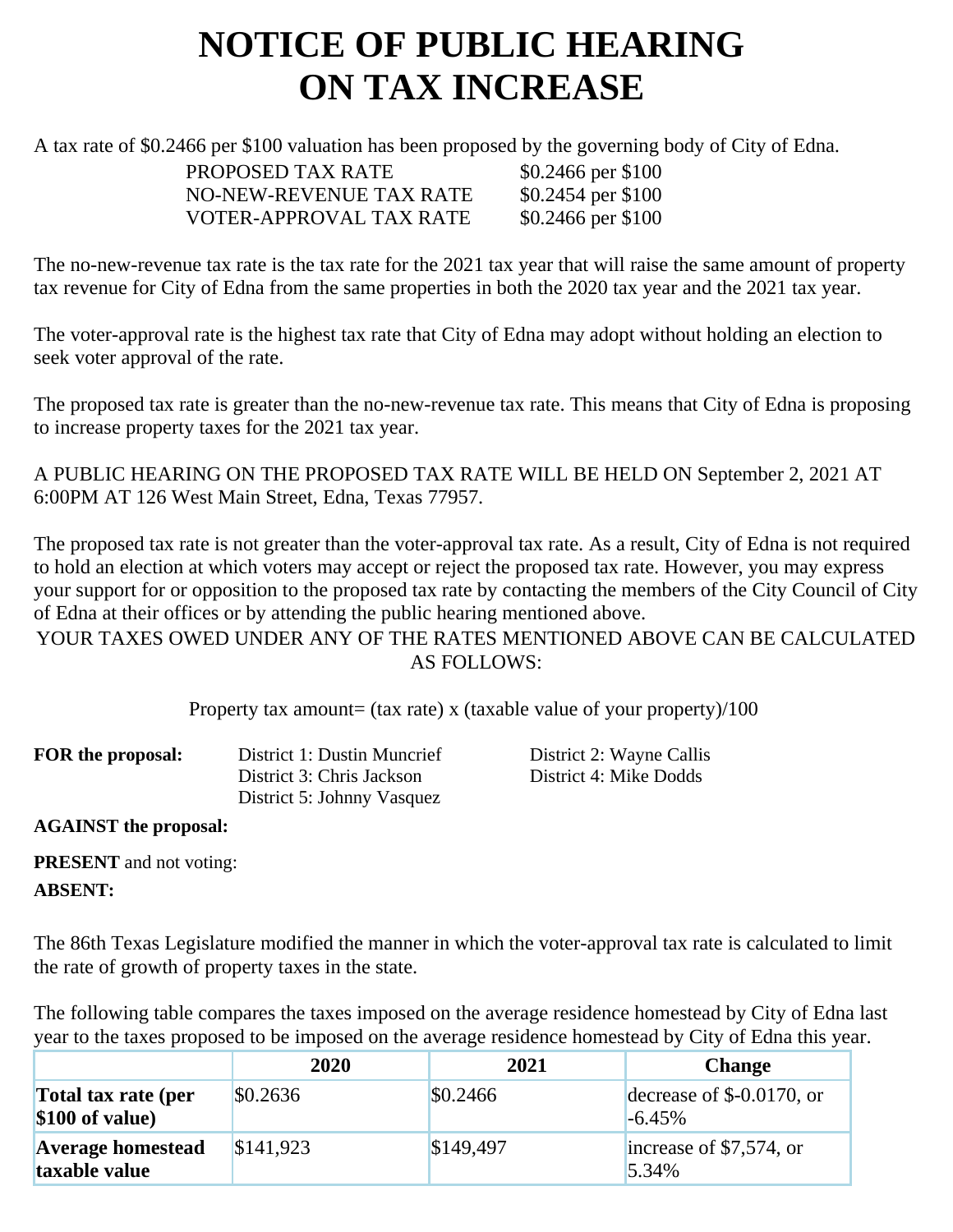# NOTICE OF PUBLIC HEARING ON TAX INCREASE

A tax rate of $0.2466 per $100 valuation has been proposed by the governing body of City of Edna.

| | |
|---|---|
| PROPOSED TAX RATE | $0.2466 per $100 |
| NO-NEW-REVENUE TAX RATE | $0.2454 per $100 |
| VOTER-APPROVAL TAX RATE | $0.2466 per $100 |

The no-new-revenue tax rate is the tax rate for the 2021 tax year that will raise the same amount of property tax revenue for City of Edna from the same properties in both the 2020 tax year and the 2021 tax year.

The voter-approval rate is the highest tax rate that City of Edna may adopt without holding an election to seek voter approval of the rate.

The proposed tax rate is greater than the no-new-revenue tax rate. This means that City of Edna is proposing to increase property taxes for the 2021 tax year.

A PUBLIC HEARING ON THE PROPOSED TAX RATE WILL BE HELD ON September 2, 2021 AT 6:00PM AT 126 West Main Street, Edna, Texas 77957.

The proposed tax rate is not greater than the voter-approval tax rate. As a result, City of Edna is not required to hold an election at which voters may accept or reject the proposed tax rate. However, you may express your support for or opposition to the proposed tax rate by contacting the members of the City Council of City of Edna at their offices or by attending the public hearing mentioned above.

YOUR TAXES OWED UNDER ANY OF THE RATES MENTIONED ABOVE CAN BE CALCULATED AS FOLLOWS:

Property tax amount= (tax rate) x (taxable value of your property)/100

**FOR the proposal:**
District 1: Dustin Muncrief
District 2: Wayne Callis
District 3: Chris Jackson
District 4: Mike Dodds
District 5: Johnny Vasquez

**AGAINST the proposal:**

**PRESENT** and not voting:

**ABSENT:**

The 86th Texas Legislature modified the manner in which the voter-approval tax rate is calculated to limit the rate of growth of property taxes in the state.

The following table compares the taxes imposed on the average residence homestead by City of Edna last year to the taxes proposed to be imposed on the average residence homestead by City of Edna this year.

| | 2020 | 2021 | Change |
|---|---|---|---|
| **Total tax rate (per $100 of value)** | $0.2636 | $0.2466 | decrease of $-0.0170, or -6.45% |
| **Average homestead taxable value** | $141,923 | $149,497 | increase of $7,574, or 5.34% |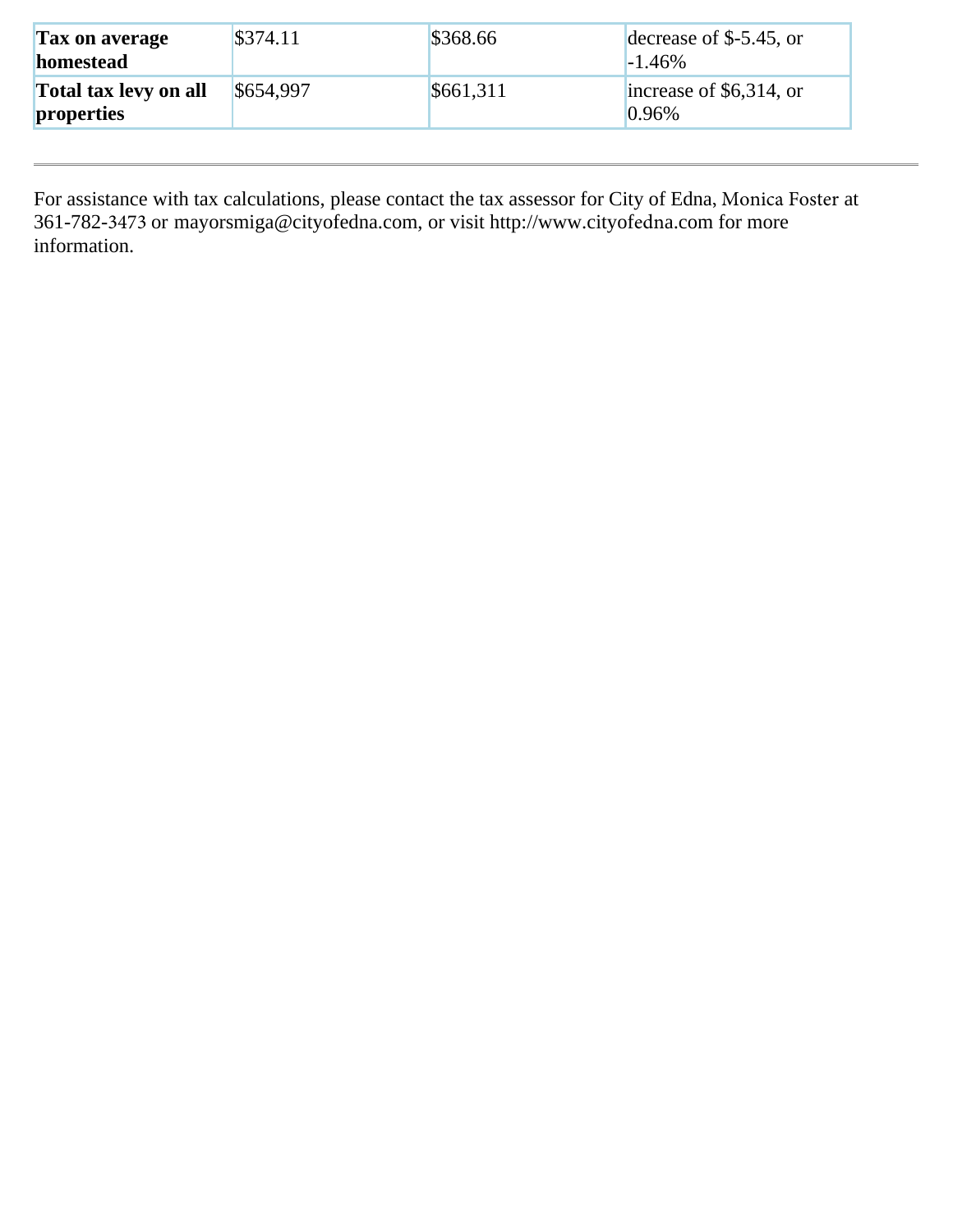| | | | |
|---|---|---|---|
| **Tax on average homestead** | $374.11 | $368.66 | decrease of $-5.45, or -1.46% |
| **Total tax levy on all properties** | $654,997 | $661,311 | increase of $6,314, or 0.96% |

---

For assistance with tax calculations, please contact the tax assessor for City of Edna, Monica Foster at 361-782-3473 or mayorsmiga@cityofedna.com, or visit http://www.cityofedna.com for more information.